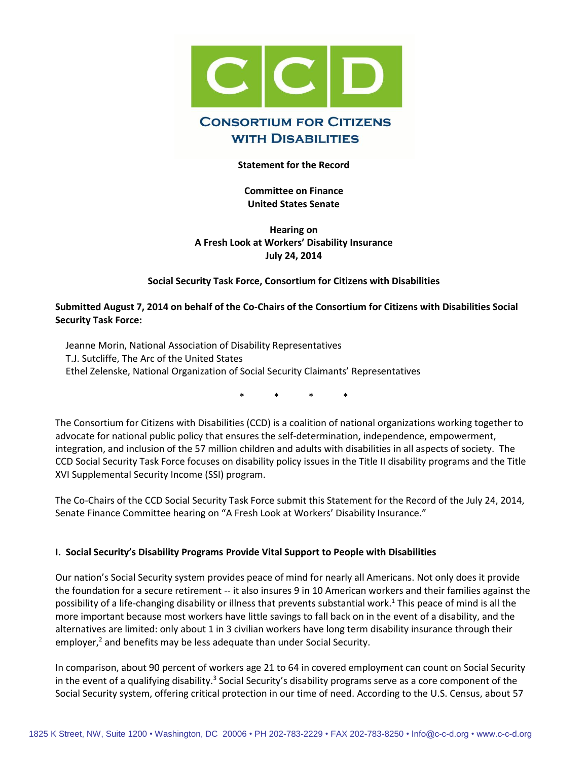# CONSORTIUM FOR CITIZENS WITH DISABILITIES

**Statement for the Record**

**Committee on Finance**
**United States Senate**

**Hearing on**
**A Fresh Look at Workers' Disability Insurance**
**July 24, 2014**

**Social Security Task Force, Consortium for Citizens with Disabilities**

**Submitted August 7, 2014 on behalf of the Co-Chairs of the Consortium for Citizens with Disabilities Social Security Task Force:**

Jeanne Morin, National Association of Disability Representatives
T.J. Sutcliffe, The Arc of the United States
Ethel Zelenske, National Organization of Social Security Claimants' Representatives

\* \* \* \*

The Consortium for Citizens with Disabilities (CCD) is a coalition of national organizations working together to advocate for national public policy that ensures the self-determination, independence, empowerment, integration, and inclusion of the 57 million children and adults with disabilities in all aspects of society. The CCD Social Security Task Force focuses on disability policy issues in the Title II disability programs and the Title XVI Supplemental Security Income (SSI) program.

The Co-Chairs of the CCD Social Security Task Force submit this Statement for the Record of the July 24, 2014, Senate Finance Committee hearing on "A Fresh Look at Workers' Disability Insurance."

## I. Social Security's Disability Programs Provide Vital Support to People with Disabilities

Our nation's Social Security system provides peace of mind for nearly all Americans. Not only does it provide the foundation for a secure retirement -- it also insures 9 in 10 American workers and their families against the possibility of a life-changing disability or illness that prevents substantial work.[1] This peace of mind is all the more important because most workers have little savings to fall back on in the event of a disability, and the alternatives are limited: only about 1 in 3 civilian workers have long term disability insurance through their employer,[2] and benefits may be less adequate than under Social Security.

In comparison, about 90 percent of workers age 21 to 64 in covered employment can count on Social Security in the event of a qualifying disability.[3] Social Security's disability programs serve as a core component of the Social Security system, offering critical protection in our time of need. According to the U.S. Census, about 57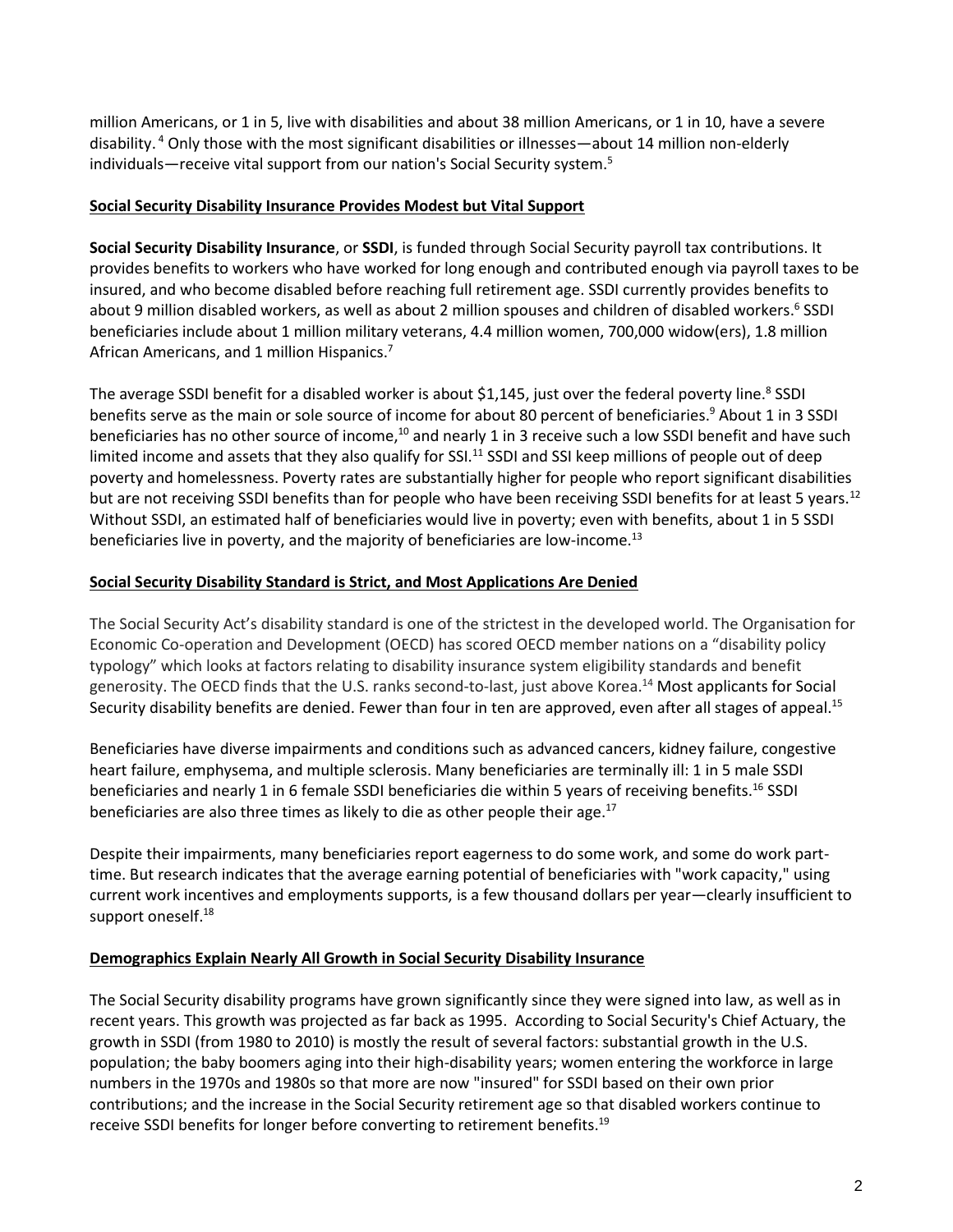million Americans, or 1 in 5, live with disabilities and about 38 million Americans, or 1 in 10, have a severe disability.[4] Only those with the most significant disabilities or illnesses—about 14 million non-elderly individuals—receive vital support from our nation's Social Security system.[5]

## Social Security Disability Insurance Provides Modest but Vital Support

**Social Security Disability Insurance**, or **SSDI**, is funded through Social Security payroll tax contributions. It provides benefits to workers who have worked for long enough and contributed enough via payroll taxes to be insured, and who become disabled before reaching full retirement age. SSDI currently provides benefits to about 9 million disabled workers, as well as about 2 million spouses and children of disabled workers.[6] SSDI beneficiaries include about 1 million military veterans, 4.4 million women, 700,000 widow(ers), 1.8 million African Americans, and 1 million Hispanics.[7]

The average SSDI benefit for a disabled worker is about $1,145, just over the federal poverty line.[8] SSDI benefits serve as the main or sole source of income for about 80 percent of beneficiaries.[9] About 1 in 3 SSDI beneficiaries has no other source of income,[10] and nearly 1 in 3 receive such a low SSDI benefit and have such limited income and assets that they also qualify for SSI.[11] SSDI and SSI keep millions of people out of deep poverty and homelessness. Poverty rates are substantially higher for people who report significant disabilities but are not receiving SSDI benefits than for people who have been receiving SSDI benefits for at least 5 years.[12] Without SSDI, an estimated half of beneficiaries would live in poverty; even with benefits, about 1 in 5 SSDI beneficiaries live in poverty, and the majority of beneficiaries are low-income.[13]

## Social Security Disability Standard is Strict, and Most Applications Are Denied

The Social Security Act's disability standard is one of the strictest in the developed world. The Organisation for Economic Co-operation and Development (OECD) has scored OECD member nations on a "disability policy typology" which looks at factors relating to disability insurance system eligibility standards and benefit generosity. The OECD finds that the U.S. ranks second-to-last, just above Korea.[14] Most applicants for Social Security disability benefits are denied. Fewer than four in ten are approved, even after all stages of appeal.[15]

Beneficiaries have diverse impairments and conditions such as advanced cancers, kidney failure, congestive heart failure, emphysema, and multiple sclerosis. Many beneficiaries are terminally ill: 1 in 5 male SSDI beneficiaries and nearly 1 in 6 female SSDI beneficiaries die within 5 years of receiving benefits.[16] SSDI beneficiaries are also three times as likely to die as other people their age.[17]

Despite their impairments, many beneficiaries report eagerness to do some work, and some do work part-time. But research indicates that the average earning potential of beneficiaries with "work capacity," using current work incentives and employments supports, is a few thousand dollars per year—clearly insufficient to support oneself.[18]

## Demographics Explain Nearly All Growth in Social Security Disability Insurance

The Social Security disability programs have grown significantly since they were signed into law, as well as in recent years. This growth was projected as far back as 1995. According to Social Security's Chief Actuary, the growth in SSDI (from 1980 to 2010) is mostly the result of several factors: substantial growth in the U.S. population; the baby boomers aging into their high-disability years; women entering the workforce in large numbers in the 1970s and 1980s so that more are now "insured" for SSDI based on their own prior contributions; and the increase in the Social Security retirement age so that disabled workers continue to receive SSDI benefits for longer before converting to retirement benefits.[19]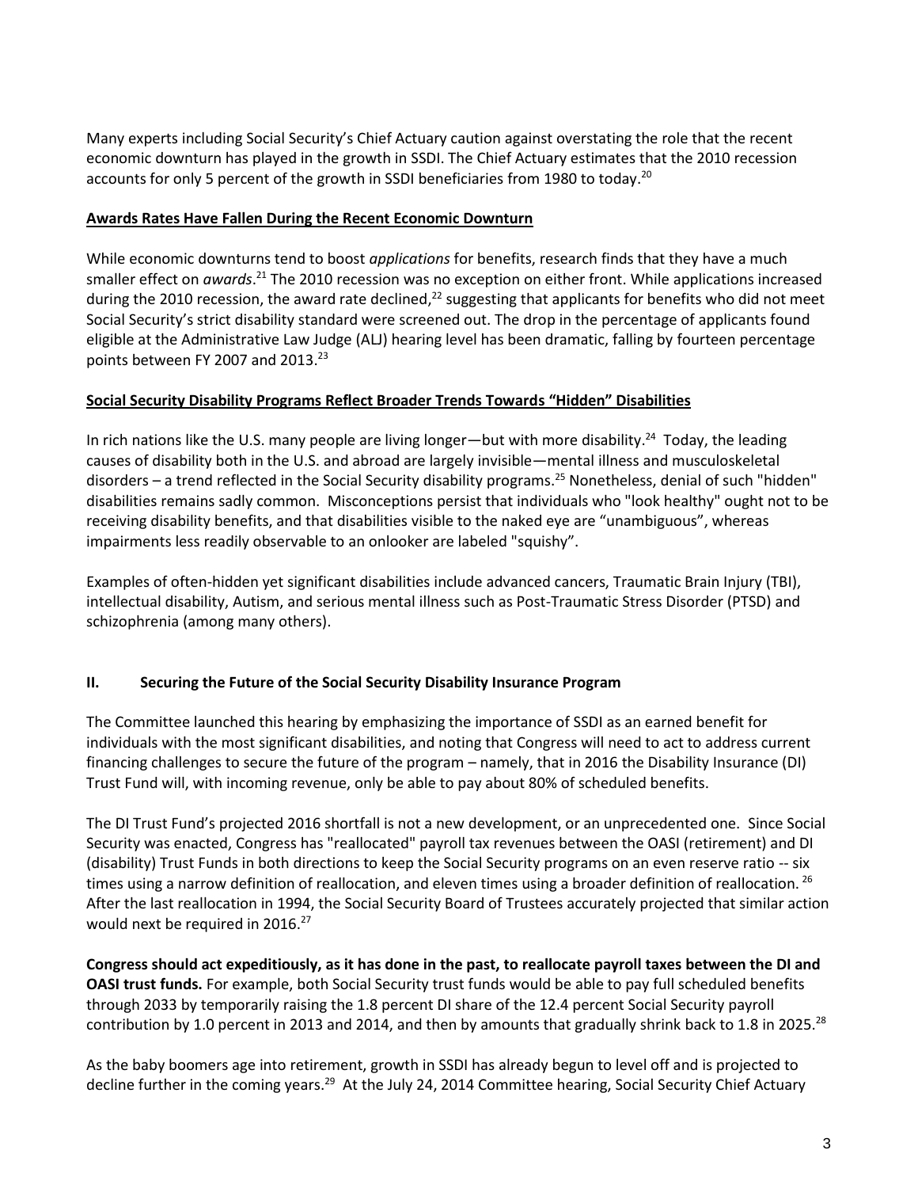Many experts including Social Security's Chief Actuary caution against overstating the role that the recent economic downturn has played in the growth in SSDI. The Chief Actuary estimates that the 2010 recession accounts for only 5 percent of the growth in SSDI beneficiaries from 1980 to today.[20]

**Awards Rates Have Fallen During the Recent Economic Downturn**

While economic downturns tend to boost *applications* for benefits, research finds that they have a much smaller effect on *awards*.[21] The 2010 recession was no exception on either front. While applications increased during the 2010 recession, the award rate declined,[22] suggesting that applicants for benefits who did not meet Social Security's strict disability standard were screened out. The drop in the percentage of applicants found eligible at the Administrative Law Judge (ALJ) hearing level has been dramatic, falling by fourteen percentage points between FY 2007 and 2013.[23]

**Social Security Disability Programs Reflect Broader Trends Towards "Hidden" Disabilities**

In rich nations like the U.S. many people are living longer—but with more disability.[24] Today, the leading causes of disability both in the U.S. and abroad are largely invisible—mental illness and musculoskeletal disorders – a trend reflected in the Social Security disability programs.[25] Nonetheless, denial of such "hidden" disabilities remains sadly common. Misconceptions persist that individuals who "look healthy" ought not to be receiving disability benefits, and that disabilities visible to the naked eye are "unambiguous", whereas impairments less readily observable to an onlooker are labeled "squishy".

Examples of often-hidden yet significant disabilities include advanced cancers, Traumatic Brain Injury (TBI), intellectual disability, Autism, and serious mental illness such as Post-Traumatic Stress Disorder (PTSD) and schizophrenia (among many others).

## II. Securing the Future of the Social Security Disability Insurance Program

The Committee launched this hearing by emphasizing the importance of SSDI as an earned benefit for individuals with the most significant disabilities, and noting that Congress will need to act to address current financing challenges to secure the future of the program – namely, that in 2016 the Disability Insurance (DI) Trust Fund will, with incoming revenue, only be able to pay about 80% of scheduled benefits.

The DI Trust Fund's projected 2016 shortfall is not a new development, or an unprecedented one. Since Social Security was enacted, Congress has "reallocated" payroll tax revenues between the OASI (retirement) and DI (disability) Trust Funds in both directions to keep the Social Security programs on an even reserve ratio -- six times using a narrow definition of reallocation, and eleven times using a broader definition of reallocation.[26] After the last reallocation in 1994, the Social Security Board of Trustees accurately projected that similar action would next be required in 2016.[27]

**Congress should act expeditiously, as it has done in the past, to reallocate payroll taxes between the DI and OASI trust funds.** For example, both Social Security trust funds would be able to pay full scheduled benefits through 2033 by temporarily raising the 1.8 percent DI share of the 12.4 percent Social Security payroll contribution by 1.0 percent in 2013 and 2014, and then by amounts that gradually shrink back to 1.8 in 2025.[28]

As the baby boomers age into retirement, growth in SSDI has already begun to level off and is projected to decline further in the coming years.[29] At the July 24, 2014 Committee hearing, Social Security Chief Actuary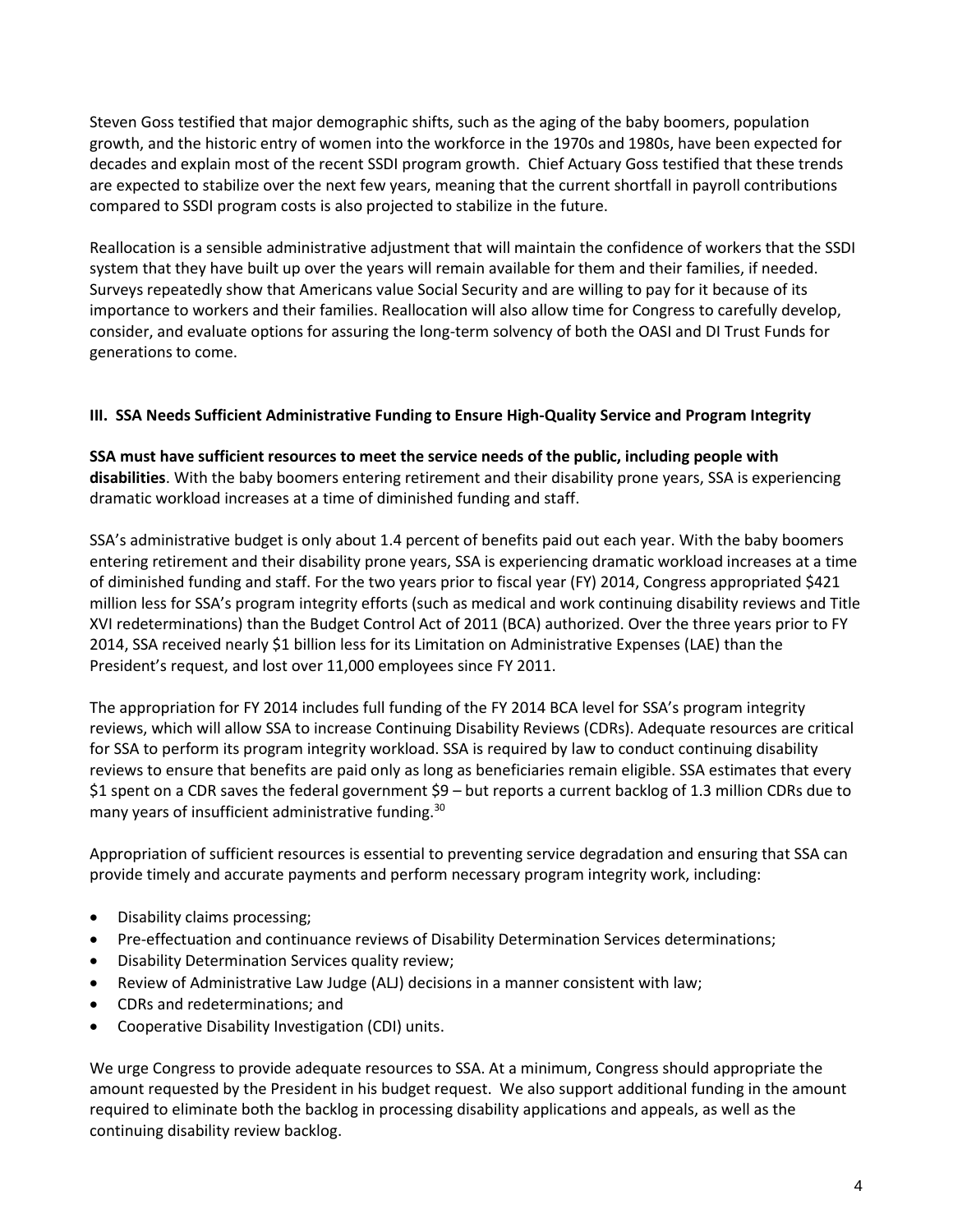Steven Goss testified that major demographic shifts, such as the aging of the baby boomers, population growth, and the historic entry of women into the workforce in the 1970s and 1980s, have been expected for decades and explain most of the recent SSDI program growth. Chief Actuary Goss testified that these trends are expected to stabilize over the next few years, meaning that the current shortfall in payroll contributions compared to SSDI program costs is also projected to stabilize in the future.

Reallocation is a sensible administrative adjustment that will maintain the confidence of workers that the SSDI system that they have built up over the years will remain available for them and their families, if needed. Surveys repeatedly show that Americans value Social Security and are willing to pay for it because of its importance to workers and their families. Reallocation will also allow time for Congress to carefully develop, consider, and evaluate options for assuring the long-term solvency of both the OASI and DI Trust Funds for generations to come.

### III. SSA Needs Sufficient Administrative Funding to Ensure High-Quality Service and Program Integrity

**SSA must have sufficient resources to meet the service needs of the public, including people with disabilities**. With the baby boomers entering retirement and their disability prone years, SSA is experiencing dramatic workload increases at a time of diminished funding and staff.

SSA's administrative budget is only about 1.4 percent of benefits paid out each year. With the baby boomers entering retirement and their disability prone years, SSA is experiencing dramatic workload increases at a time of diminished funding and staff. For the two years prior to fiscal year (FY) 2014, Congress appropriated $421 million less for SSA's program integrity efforts (such as medical and work continuing disability reviews and Title XVI redeterminations) than the Budget Control Act of 2011 (BCA) authorized. Over the three years prior to FY 2014, SSA received nearly $1 billion less for its Limitation on Administrative Expenses (LAE) than the President's request, and lost over 11,000 employees since FY 2011.

The appropriation for FY 2014 includes full funding of the FY 2014 BCA level for SSA's program integrity reviews, which will allow SSA to increase Continuing Disability Reviews (CDRs). Adequate resources are critical for SSA to perform its program integrity workload. SSA is required by law to conduct continuing disability reviews to ensure that benefits are paid only as long as beneficiaries remain eligible. SSA estimates that every $1 spent on a CDR saves the federal government $9 – but reports a current backlog of 1.3 million CDRs due to many years of insufficient administrative funding.[30]

Appropriation of sufficient resources is essential to preventing service degradation and ensuring that SSA can provide timely and accurate payments and perform necessary program integrity work, including:

- Disability claims processing;
- Pre-effectuation and continuance reviews of Disability Determination Services determinations;
- Disability Determination Services quality review;
- Review of Administrative Law Judge (ALJ) decisions in a manner consistent with law;
- CDRs and redeterminations; and
- Cooperative Disability Investigation (CDI) units.

We urge Congress to provide adequate resources to SSA. At a minimum, Congress should appropriate the amount requested by the President in his budget request. We also support additional funding in the amount required to eliminate both the backlog in processing disability applications and appeals, as well as the continuing disability review backlog.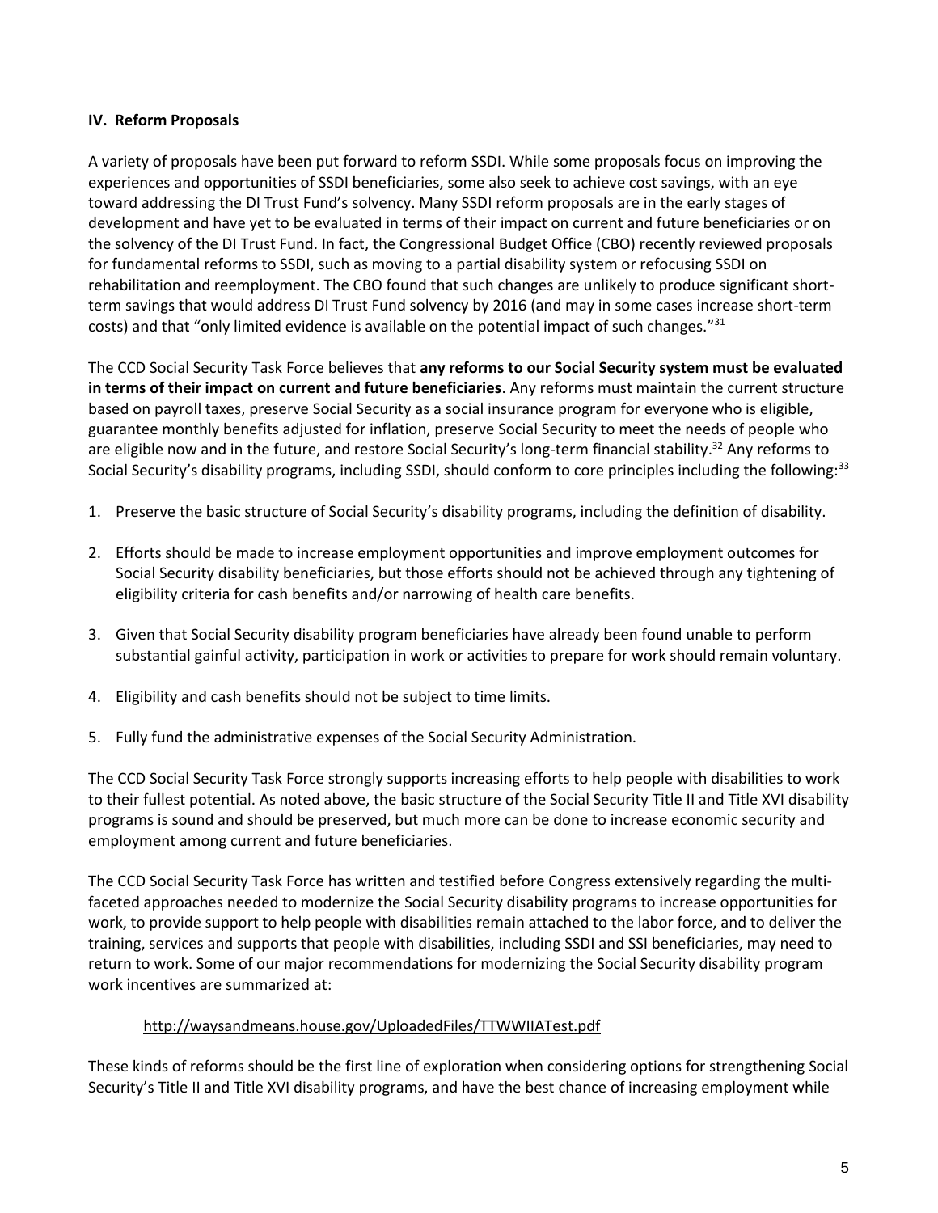## IV. Reform Proposals

A variety of proposals have been put forward to reform SSDI. While some proposals focus on improving the experiences and opportunities of SSDI beneficiaries, some also seek to achieve cost savings, with an eye toward addressing the DI Trust Fund's solvency. Many SSDI reform proposals are in the early stages of development and have yet to be evaluated in terms of their impact on current and future beneficiaries or on the solvency of the DI Trust Fund. In fact, the Congressional Budget Office (CBO) recently reviewed proposals for fundamental reforms to SSDI, such as moving to a partial disability system or refocusing SSDI on rehabilitation and reemployment. The CBO found that such changes are unlikely to produce significant short-term savings that would address DI Trust Fund solvency by 2016 (and may in some cases increase short-term costs) and that "only limited evidence is available on the potential impact of such changes."[31]

The CCD Social Security Task Force believes that **any reforms to our Social Security system must be evaluated in terms of their impact on current and future beneficiaries**. Any reforms must maintain the current structure based on payroll taxes, preserve Social Security as a social insurance program for everyone who is eligible, guarantee monthly benefits adjusted for inflation, preserve Social Security to meet the needs of people who are eligible now and in the future, and restore Social Security's long-term financial stability.[32] Any reforms to Social Security's disability programs, including SSDI, should conform to core principles including the following:[33]

1. Preserve the basic structure of Social Security's disability programs, including the definition of disability.

2. Efforts should be made to increase employment opportunities and improve employment outcomes for Social Security disability beneficiaries, but those efforts should not be achieved through any tightening of eligibility criteria for cash benefits and/or narrowing of health care benefits.

3. Given that Social Security disability program beneficiaries have already been found unable to perform substantial gainful activity, participation in work or activities to prepare for work should remain voluntary.

4. Eligibility and cash benefits should not be subject to time limits.

5. Fully fund the administrative expenses of the Social Security Administration.

The CCD Social Security Task Force strongly supports increasing efforts to help people with disabilities to work to their fullest potential. As noted above, the basic structure of the Social Security Title II and Title XVI disability programs is sound and should be preserved, but much more can be done to increase economic security and employment among current and future beneficiaries.

The CCD Social Security Task Force has written and testified before Congress extensively regarding the multi-faceted approaches needed to modernize the Social Security disability programs to increase opportunities for work, to provide support to help people with disabilities remain attached to the labor force, and to deliver the training, services and supports that people with disabilities, including SSDI and SSI beneficiaries, may need to return to work. Some of our major recommendations for modernizing the Social Security disability program work incentives are summarized at:

http://waysandmeans.house.gov/UploadedFiles/TTWWIIATest.pdf

These kinds of reforms should be the first line of exploration when considering options for strengthening Social Security's Title II and Title XVI disability programs, and have the best chance of increasing employment while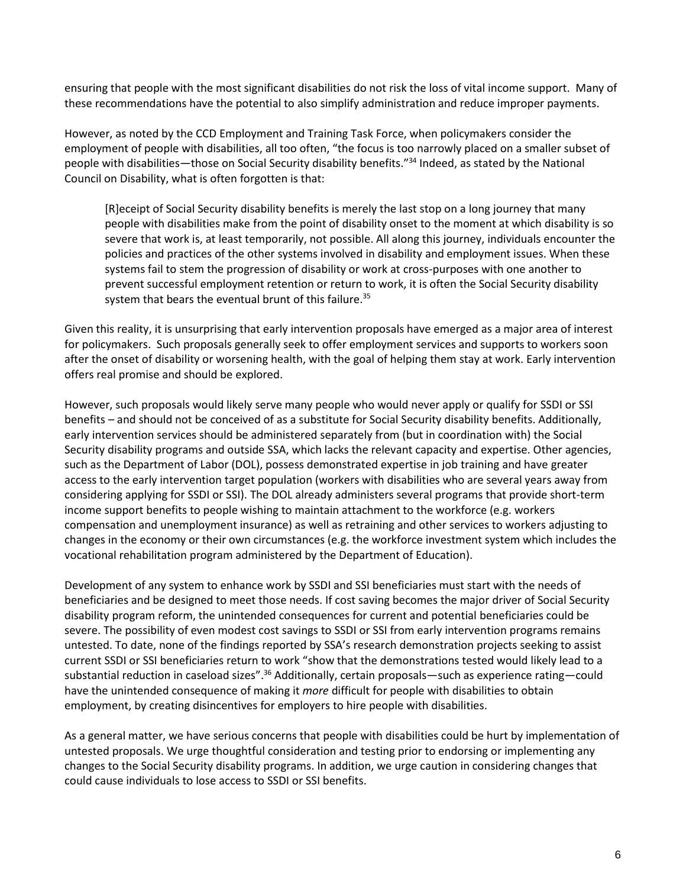ensuring that people with the most significant disabilities do not risk the loss of vital income support. Many of these recommendations have the potential to also simplify administration and reduce improper payments.

However, as noted by the CCD Employment and Training Task Force, when policymakers consider the employment of people with disabilities, all too often, "the focus is too narrowly placed on a smaller subset of people with disabilities—those on Social Security disability benefits."[34] Indeed, as stated by the National Council on Disability, what is often forgotten is that:

> [R]eceipt of Social Security disability benefits is merely the last stop on a long journey that many people with disabilities make from the point of disability onset to the moment at which disability is so severe that work is, at least temporarily, not possible. All along this journey, individuals encounter the policies and practices of the other systems involved in disability and employment issues. When these systems fail to stem the progression of disability or work at cross-purposes with one another to prevent successful employment retention or return to work, it is often the Social Security disability system that bears the eventual brunt of this failure.[35]

Given this reality, it is unsurprising that early intervention proposals have emerged as a major area of interest for policymakers. Such proposals generally seek to offer employment services and supports to workers soon after the onset of disability or worsening health, with the goal of helping them stay at work. Early intervention offers real promise and should be explored.

However, such proposals would likely serve many people who would never apply or qualify for SSDI or SSI benefits – and should not be conceived of as a substitute for Social Security disability benefits. Additionally, early intervention services should be administered separately from (but in coordination with) the Social Security disability programs and outside SSA, which lacks the relevant capacity and expertise. Other agencies, such as the Department of Labor (DOL), possess demonstrated expertise in job training and have greater access to the early intervention target population (workers with disabilities who are several years away from considering applying for SSDI or SSI). The DOL already administers several programs that provide short-term income support benefits to people wishing to maintain attachment to the workforce (e.g. workers compensation and unemployment insurance) as well as retraining and other services to workers adjusting to changes in the economy or their own circumstances (e.g. the workforce investment system which includes the vocational rehabilitation program administered by the Department of Education).

Development of any system to enhance work by SSDI and SSI beneficiaries must start with the needs of beneficiaries and be designed to meet those needs. If cost saving becomes the major driver of Social Security disability program reform, the unintended consequences for current and potential beneficiaries could be severe. The possibility of even modest cost savings to SSDI or SSI from early intervention programs remains untested. To date, none of the findings reported by SSA's research demonstration projects seeking to assist current SSDI or SSI beneficiaries return to work "show that the demonstrations tested would likely lead to a substantial reduction in caseload sizes".[36] Additionally, certain proposals—such as experience rating—could have the unintended consequence of making it *more* difficult for people with disabilities to obtain employment, by creating disincentives for employers to hire people with disabilities.

As a general matter, we have serious concerns that people with disabilities could be hurt by implementation of untested proposals. We urge thoughtful consideration and testing prior to endorsing or implementing any changes to the Social Security disability programs. In addition, we urge caution in considering changes that could cause individuals to lose access to SSDI or SSI benefits.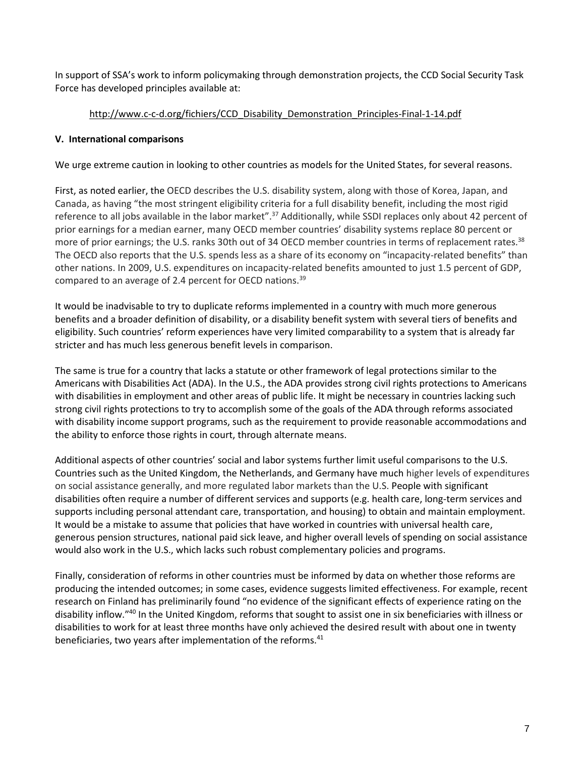In support of SSA's work to inform policymaking through demonstration projects, the CCD Social Security Task Force has developed principles available at:

http://www.c-c-d.org/fichiers/CCD_Disability_Demonstration_Principles-Final-1-14.pdf

**V. International comparisons**

We urge extreme caution in looking to other countries as models for the United States, for several reasons.

First, as noted earlier, the OECD describes the U.S. disability system, along with those of Korea, Japan, and Canada, as having "the most stringent eligibility criteria for a full disability benefit, including the most rigid reference to all jobs available in the labor market".[37] Additionally, while SSDI replaces only about 42 percent of prior earnings for a median earner, many OECD member countries' disability systems replace 80 percent or more of prior earnings; the U.S. ranks 30th out of 34 OECD member countries in terms of replacement rates.[38] The OECD also reports that the U.S. spends less as a share of its economy on "incapacity-related benefits" than other nations. In 2009, U.S. expenditures on incapacity-related benefits amounted to just 1.5 percent of GDP, compared to an average of 2.4 percent for OECD nations.[39]

It would be inadvisable to try to duplicate reforms implemented in a country with much more generous benefits and a broader definition of disability, or a disability benefit system with several tiers of benefits and eligibility. Such countries' reform experiences have very limited comparability to a system that is already far stricter and has much less generous benefit levels in comparison.

The same is true for a country that lacks a statute or other framework of legal protections similar to the Americans with Disabilities Act (ADA). In the U.S., the ADA provides strong civil rights protections to Americans with disabilities in employment and other areas of public life. It might be necessary in countries lacking such strong civil rights protections to try to accomplish some of the goals of the ADA through reforms associated with disability income support programs, such as the requirement to provide reasonable accommodations and the ability to enforce those rights in court, through alternate means.

Additional aspects of other countries' social and labor systems further limit useful comparisons to the U.S. Countries such as the United Kingdom, the Netherlands, and Germany have much higher levels of expenditures on social assistance generally, and more regulated labor markets than the U.S. People with significant disabilities often require a number of different services and supports (e.g. health care, long-term services and supports including personal attendant care, transportation, and housing) to obtain and maintain employment. It would be a mistake to assume that policies that have worked in countries with universal health care, generous pension structures, national paid sick leave, and higher overall levels of spending on social assistance would also work in the U.S., which lacks such robust complementary policies and programs.

Finally, consideration of reforms in other countries must be informed by data on whether those reforms are producing the intended outcomes; in some cases, evidence suggests limited effectiveness. For example, recent research on Finland has preliminarily found "no evidence of the significant effects of experience rating on the disability inflow."[40] In the United Kingdom, reforms that sought to assist one in six beneficiaries with illness or disabilities to work for at least three months have only achieved the desired result with about one in twenty beneficiaries, two years after implementation of the reforms.[41]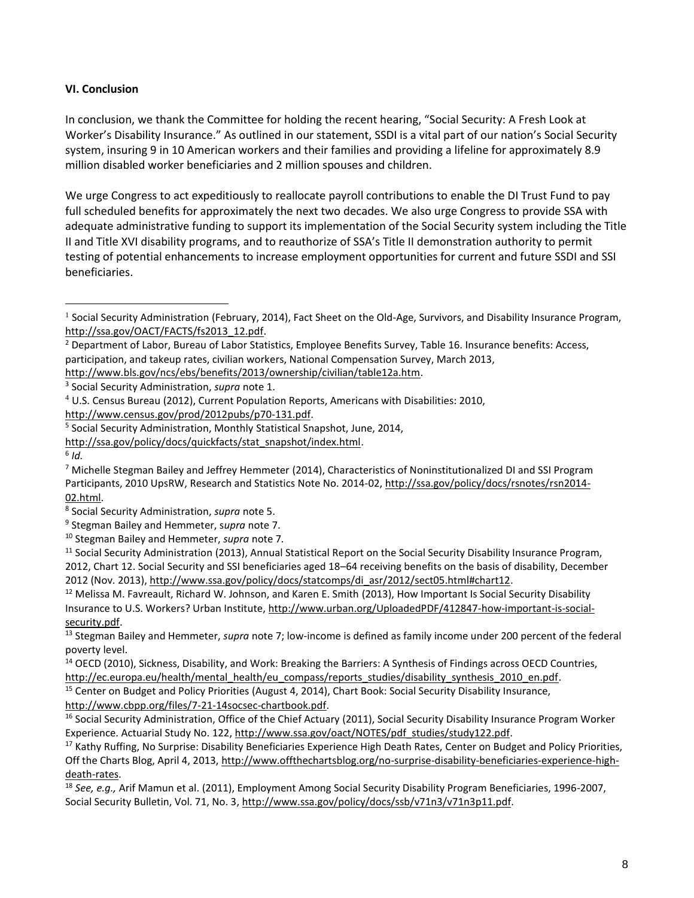### VI. Conclusion

In conclusion, we thank the Committee for holding the recent hearing, "Social Security: A Fresh Look at Worker's Disability Insurance." As outlined in our statement, SSDI is a vital part of our nation's Social Security system, insuring 9 in 10 American workers and their families and providing a lifeline for approximately 8.9 million disabled worker beneficiaries and 2 million spouses and children.

We urge Congress to act expeditiously to reallocate payroll contributions to enable the DI Trust Fund to pay full scheduled benefits for approximately the next two decades. We also urge Congress to provide SSA with adequate administrative funding to support its implementation of the Social Security system including the Title II and Title XVI disability programs, and to reauthorize of SSA's Title II demonstration authority to permit testing of potential enhancements to increase employment opportunities for current and future SSDI and SSI beneficiaries.

---

[1] Social Security Administration (February, 2014), Fact Sheet on the Old-Age, Survivors, and Disability Insurance Program, http://ssa.gov/OACT/FACTS/fs2013_12.pdf.

[2] Department of Labor, Bureau of Labor Statistics, Employee Benefits Survey, Table 16. Insurance benefits: Access, participation, and takeup rates, civilian workers, National Compensation Survey, March 2013, http://www.bls.gov/ncs/ebs/benefits/2013/ownership/civilian/table12a.htm.

[3] Social Security Administration, *supra* note 1.

[4] U.S. Census Bureau (2012), Current Population Reports, Americans with Disabilities: 2010, http://www.census.gov/prod/2012pubs/p70-131.pdf.

[5] Social Security Administration, Monthly Statistical Snapshot, June, 2014, http://ssa.gov/policy/docs/quickfacts/stat_snapshot/index.html.

[6] *Id.*

[7] Michelle Stegman Bailey and Jeffrey Hemmeter (2014), Characteristics of Noninstitutionalized DI and SSI Program Participants, 2010 UpsRW, Research and Statistics Note No. 2014-02, http://ssa.gov/policy/docs/rsnotes/rsn2014-02.html.

[8] Social Security Administration, *supra* note 5.

[9] Stegman Bailey and Hemmeter, s*upra* note 7.

[10] Stegman Bailey and Hemmeter, *supra* note 7.

[11] Social Security Administration (2013), Annual Statistical Report on the Social Security Disability Insurance Program, 2012, Chart 12. Social Security and SSI beneficiaries aged 18–64 receiving benefits on the basis of disability, December 2012 (Nov. 2013), http://www.ssa.gov/policy/docs/statcomps/di_asr/2012/sect05.html#chart12.

[12] Melissa M. Favreault, Richard W. Johnson, and Karen E. Smith (2013), How Important Is Social Security Disability Insurance to U.S. Workers? Urban Institute, http://www.urban.org/UploadedPDF/412847-how-important-is-social-security.pdf.

[13] Stegman Bailey and Hemmeter, *supra* note 7; low-income is defined as family income under 200 percent of the federal poverty level.

[14] OECD (2010), Sickness, Disability, and Work: Breaking the Barriers: A Synthesis of Findings across OECD Countries, http://ec.europa.eu/health/mental_health/eu_compass/reports_studies/disability_synthesis_2010_en.pdf.

[15] Center on Budget and Policy Priorities (August 4, 2014), Chart Book: Social Security Disability Insurance, http://www.cbpp.org/files/7-21-14socsec-chartbook.pdf.

[16] Social Security Administration, Office of the Chief Actuary (2011), Social Security Disability Insurance Program Worker Experience. Actuarial Study No. 122, http://www.ssa.gov/oact/NOTES/pdf_studies/study122.pdf.

[17] Kathy Ruffing, No Surprise: Disability Beneficiaries Experience High Death Rates, Center on Budget and Policy Priorities, Off the Charts Blog, April 4, 2013, http://www.offthechartsblog.org/no-surprise-disability-beneficiaries-experience-high-death-rates.

[18] *See, e.g.,* Arif Mamun et al. (2011), Employment Among Social Security Disability Program Beneficiaries, 1996-2007, Social Security Bulletin, Vol. 71, No. 3, http://www.ssa.gov/policy/docs/ssb/v71n3/v71n3p11.pdf.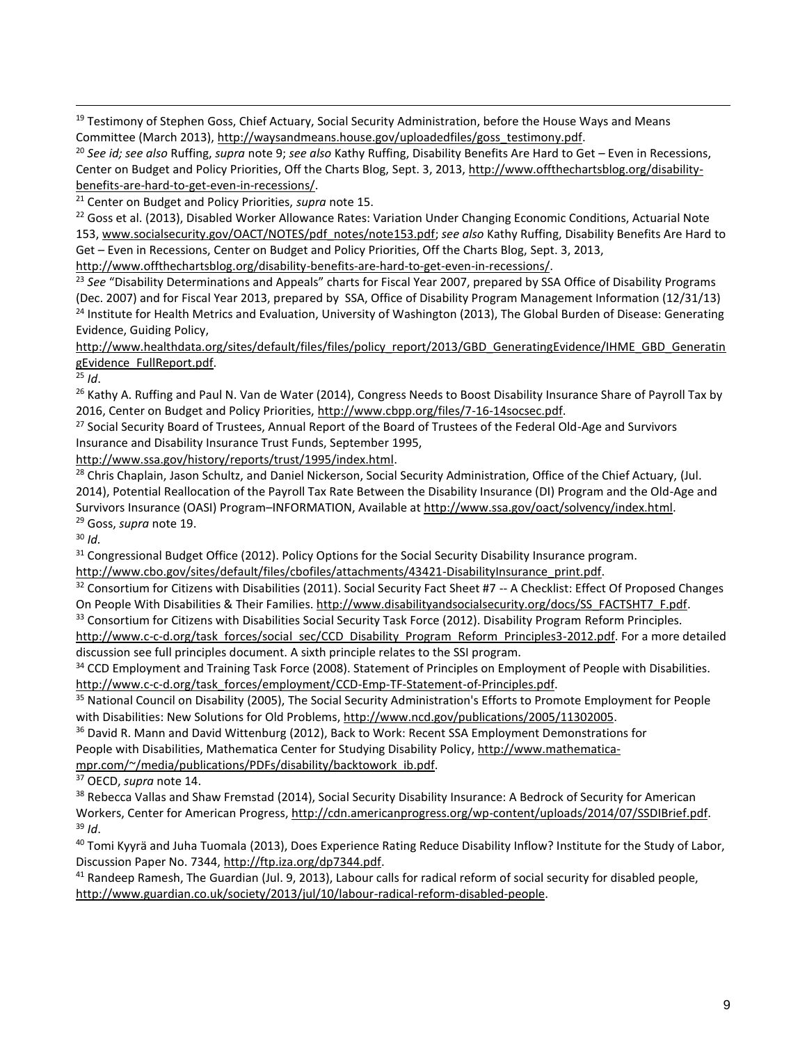[19] Testimony of Stephen Goss, Chief Actuary, Social Security Administration, before the House Ways and Means Committee (March 2013), http://waysandmeans.house.gov/uploadedfiles/goss_testimony.pdf.

[20] *See id; see also* Ruffing, *supra* note 9; *see also* Kathy Ruffing, Disability Benefits Are Hard to Get – Even in Recessions, Center on Budget and Policy Priorities, Off the Charts Blog, Sept. 3, 2013, http://www.offthechartsblog.org/disability-benefits-are-hard-to-get-even-in-recessions/.

[21] Center on Budget and Policy Priorities, *supra* note 15.

[22] Goss et al. (2013), Disabled Worker Allowance Rates: Variation Under Changing Economic Conditions, Actuarial Note 153, www.socialsecurity.gov/OACT/NOTES/pdf_notes/note153.pdf; *see also* Kathy Ruffing, Disability Benefits Are Hard to Get – Even in Recessions, Center on Budget and Policy Priorities, Off the Charts Blog, Sept. 3, 2013, http://www.offthechartsblog.org/disability-benefits-are-hard-to-get-even-in-recessions/.

[23] *See* "Disability Determinations and Appeals" charts for Fiscal Year 2007, prepared by SSA Office of Disability Programs (Dec. 2007) and for Fiscal Year 2013, prepared by SSA, Office of Disability Program Management Information (12/31/13)

[24] Institute for Health Metrics and Evaluation, University of Washington (2013), The Global Burden of Disease: Generating Evidence, Guiding Policy, http://www.healthdata.org/sites/default/files/files/policy_report/2013/GBD_GeneratingEvidence/IHME_GBD_GeneratingEvidence_FullReport.pdf.

[25] *Id*.

[26] Kathy A. Ruffing and Paul N. Van de Water (2014), Congress Needs to Boost Disability Insurance Share of Payroll Tax by 2016, Center on Budget and Policy Priorities, http://www.cbpp.org/files/7-16-14socsec.pdf.

[27] Social Security Board of Trustees, Annual Report of the Board of Trustees of the Federal Old-Age and Survivors Insurance and Disability Insurance Trust Funds, September 1995, http://www.ssa.gov/history/reports/trust/1995/index.html.

[28] Chris Chaplain, Jason Schultz, and Daniel Nickerson, Social Security Administration, Office of the Chief Actuary, (Jul. 2014), Potential Reallocation of the Payroll Tax Rate Between the Disability Insurance (DI) Program and the Old-Age and Survivors Insurance (OASI) Program–INFORMATION, Available at http://www.ssa.gov/oact/solvency/index.html.

[29] Goss, *supra* note 19.

[30] *Id*.

[31] Congressional Budget Office (2012). Policy Options for the Social Security Disability Insurance program. http://www.cbo.gov/sites/default/files/cbofiles/attachments/43421-DisabilityInsurance_print.pdf.

[32] Consortium for Citizens with Disabilities (2011). Social Security Fact Sheet #7 -- A Checklist: Effect Of Proposed Changes On People With Disabilities & Their Families. http://www.disabilityandsocialsecurity.org/docs/SS_FACTSHT7_F.pdf.

[33] Consortium for Citizens with Disabilities Social Security Task Force (2012). Disability Program Reform Principles. http://www.c-c-d.org/task_forces/social_sec/CCD_Disability_Program_Reform_Principles3-2012.pdf. For a more detailed discussion see full principles document. A sixth principle relates to the SSI program.

[34] CCD Employment and Training Task Force (2008). Statement of Principles on Employment of People with Disabilities. http://www.c-c-d.org/task_forces/employment/CCD-Emp-TF-Statement-of-Principles.pdf.

[35] National Council on Disability (2005), The Social Security Administration's Efforts to Promote Employment for People with Disabilities: New Solutions for Old Problems, http://www.ncd.gov/publications/2005/11302005.

[36] David R. Mann and David Wittenburg (2012), Back to Work: Recent SSA Employment Demonstrations for People with Disabilities, Mathematica Center for Studying Disability Policy, http://www.mathematica-mpr.com/~/media/publications/PDFs/disability/backtowork_ib.pdf.

[37] OECD, *supra* note 14.

[38] Rebecca Vallas and Shaw Fremstad (2014), Social Security Disability Insurance: A Bedrock of Security for American Workers, Center for American Progress, http://cdn.americanprogress.org/wp-content/uploads/2014/07/SSDIBrief.pdf.

[39] *Id*.

[40] Tomi Kyyrä and Juha Tuomala (2013), Does Experience Rating Reduce Disability Inflow? Institute for the Study of Labor, Discussion Paper No. 7344, http://ftp.iza.org/dp7344.pdf.

[41] Randeep Ramesh, The Guardian (Jul. 9, 2013), Labour calls for radical reform of social security for disabled people, http://www.guardian.co.uk/society/2013/jul/10/labour-radical-reform-disabled-people.